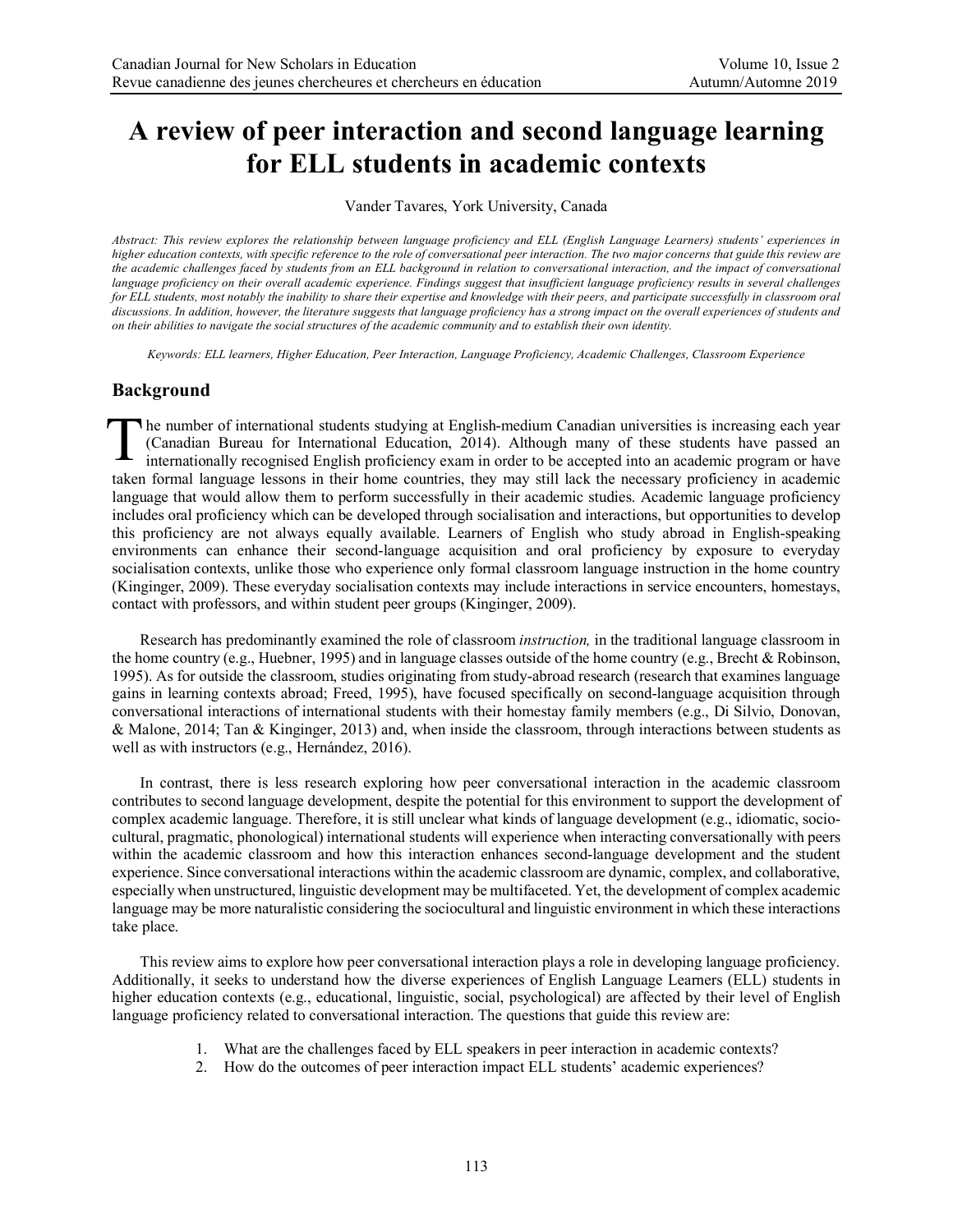# A review of peer interaction and second language learning for ELL students in academic contexts

Vander Tavares, York University, Canada

*Abstract: This review explores the relationship between language proficiency and ELL (English Language Learners) students' experiences in higher education contexts, with specific reference to the role of conversational peer interaction. The two major concerns that guide this review are the academic challenges faced by students from an ELL background in relation to conversational interaction, and the impact of conversational language proficiency on their overall academic experience. Findings suggest that insufficient language proficiency results in several challenges for ELL students, most notably the inability to share their expertise and knowledge with their peers, and participate successfully in classroom oral discussions. In addition, however, the literature suggests that language proficiency has a strong impact on the overall experiences of students and on their abilities to navigate the social structures of the academic community and to establish their own identity.*

*Keywords: ELL learners, Higher Education, Peer Interaction, Language Proficiency, Academic Challenges, Classroom Experience*

## Background

The number of international students studying at English-medium Canadian universities is increasing each year (Canadian Bureau for International Education, 2014). Although many of these students have passed an internationally recognised English proficiency exam in order to be accepted into an academic program or have taken formal language lessons in their home countries, they may still lack the necessary proficiency in academic language that would allow them to perform successfully in their academic studies. Academic language proficiency includes oral proficiency which can be developed through socialisation and interactions, but opportunities to develop this proficiency are not always equally available. Learners of English who study abroad in English-speaking environments can enhance their second-language acquisition and oral proficiency by exposure to everyday socialisation contexts, unlike those who experience only formal classroom language instruction in the home country (Kinginger, 2009). These everyday socialisation contexts may include interactions in service encounters, homestays, contact with professors, and within student peer groups (Kinginger, 2009).

Research has predominantly examined the role of classroom *instruction,* in the traditional language classroom in the home country (e.g., Huebner, 1995) and in language classes outside of the home country (e.g., Brecht & Robinson, 1995). As for outside the classroom, studies originating from study-abroad research (research that examines language gains in learning contexts abroad; Freed, 1995), have focused specifically on second-language acquisition through conversational interactions of international students with their homestay family members (e.g., Di Silvio, Donovan, & Malone, 2014; Tan & Kinginger, 2013) and, when inside the classroom, through interactions between students as well as with instructors (e.g., Hernández, 2016).

In contrast, there is less research exploring how peer conversational interaction in the academic classroom contributes to second language development, despite the potential for this environment to support the development of complex academic language. Therefore, it is still unclear what kinds of language development (e.g., idiomatic, socio-cultural, pragmatic, phonological) international students will experience when interacting conversationally with peers within the academic classroom and how this interaction enhances second-language development and the student experience. Since conversational interactions within the academic classroom are dynamic, complex, and collaborative, especially when unstructured, linguistic development may be multifaceted. Yet, the development of complex academic language may be more naturalistic considering the sociocultural and linguistic environment in which these interactions take place.

This review aims to explore how peer conversational interaction plays a role in developing language proficiency. Additionally, it seeks to understand how the diverse experiences of English Language Learners (ELL) students in higher education contexts (e.g., educational, linguistic, social, psychological) are affected by their level of English language proficiency related to conversational interaction. The questions that guide this review are:

1. What are the challenges faced by ELL speakers in peer interaction in academic contexts?
2. How do the outcomes of peer interaction impact ELL students' academic experiences?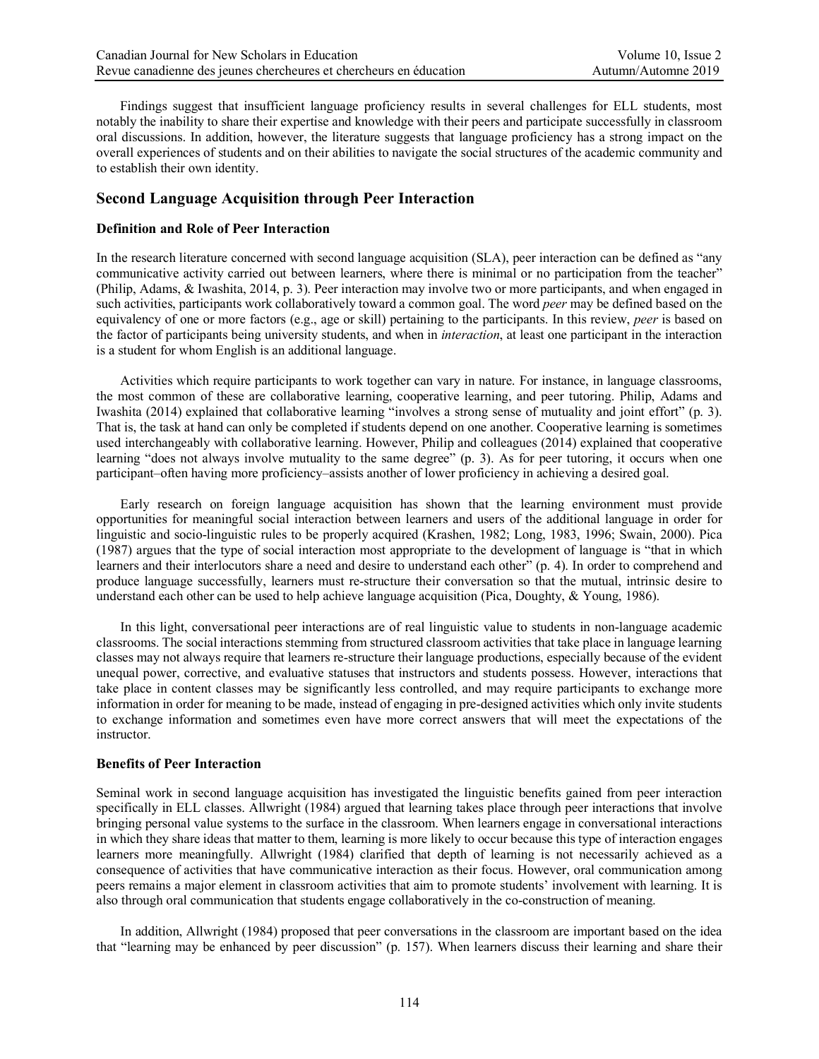Findings suggest that insufficient language proficiency results in several challenges for ELL students, most notably the inability to share their expertise and knowledge with their peers and participate successfully in classroom oral discussions. In addition, however, the literature suggests that language proficiency has a strong impact on the overall experiences of students and on their abilities to navigate the social structures of the academic community and to establish their own identity.

## Second Language Acquisition through Peer Interaction

### Definition and Role of Peer Interaction

In the research literature concerned with second language acquisition (SLA), peer interaction can be defined as "any communicative activity carried out between learners, where there is minimal or no participation from the teacher" (Philip, Adams, & Iwashita, 2014, p. 3). Peer interaction may involve two or more participants, and when engaged in such activities, participants work collaboratively toward a common goal. The word *peer* may be defined based on the equivalency of one or more factors (e.g., age or skill) pertaining to the participants. In this review, *peer* is based on the factor of participants being university students, and when in *interaction*, at least one participant in the interaction is a student for whom English is an additional language.

Activities which require participants to work together can vary in nature. For instance, in language classrooms, the most common of these are collaborative learning, cooperative learning, and peer tutoring. Philip, Adams and Iwashita (2014) explained that collaborative learning "involves a strong sense of mutuality and joint effort" (p. 3). That is, the task at hand can only be completed if students depend on one another. Cooperative learning is sometimes used interchangeably with collaborative learning. However, Philip and colleagues (2014) explained that cooperative learning "does not always involve mutuality to the same degree" (p. 3). As for peer tutoring, it occurs when one participant–often having more proficiency–assists another of lower proficiency in achieving a desired goal.

Early research on foreign language acquisition has shown that the learning environment must provide opportunities for meaningful social interaction between learners and users of the additional language in order for linguistic and socio-linguistic rules to be properly acquired (Krashen, 1982; Long, 1983, 1996; Swain, 2000). Pica (1987) argues that the type of social interaction most appropriate to the development of language is "that in which learners and their interlocutors share a need and desire to understand each other" (p. 4). In order to comprehend and produce language successfully, learners must re-structure their conversation so that the mutual, intrinsic desire to understand each other can be used to help achieve language acquisition (Pica, Doughty, & Young, 1986).

In this light, conversational peer interactions are of real linguistic value to students in non-language academic classrooms. The social interactions stemming from structured classroom activities that take place in language learning classes may not always require that learners re-structure their language productions, especially because of the evident unequal power, corrective, and evaluative statuses that instructors and students possess. However, interactions that take place in content classes may be significantly less controlled, and may require participants to exchange more information in order for meaning to be made, instead of engaging in pre-designed activities which only invite students to exchange information and sometimes even have more correct answers that will meet the expectations of the instructor.

### Benefits of Peer Interaction

Seminal work in second language acquisition has investigated the linguistic benefits gained from peer interaction specifically in ELL classes. Allwright (1984) argued that learning takes place through peer interactions that involve bringing personal value systems to the surface in the classroom. When learners engage in conversational interactions in which they share ideas that matter to them, learning is more likely to occur because this type of interaction engages learners more meaningfully. Allwright (1984) clarified that depth of learning is not necessarily achieved as a consequence of activities that have communicative interaction as their focus. However, oral communication among peers remains a major element in classroom activities that aim to promote students' involvement with learning. It is also through oral communication that students engage collaboratively in the co-construction of meaning.

In addition, Allwright (1984) proposed that peer conversations in the classroom are important based on the idea that "learning may be enhanced by peer discussion" (p. 157). When learners discuss their learning and share their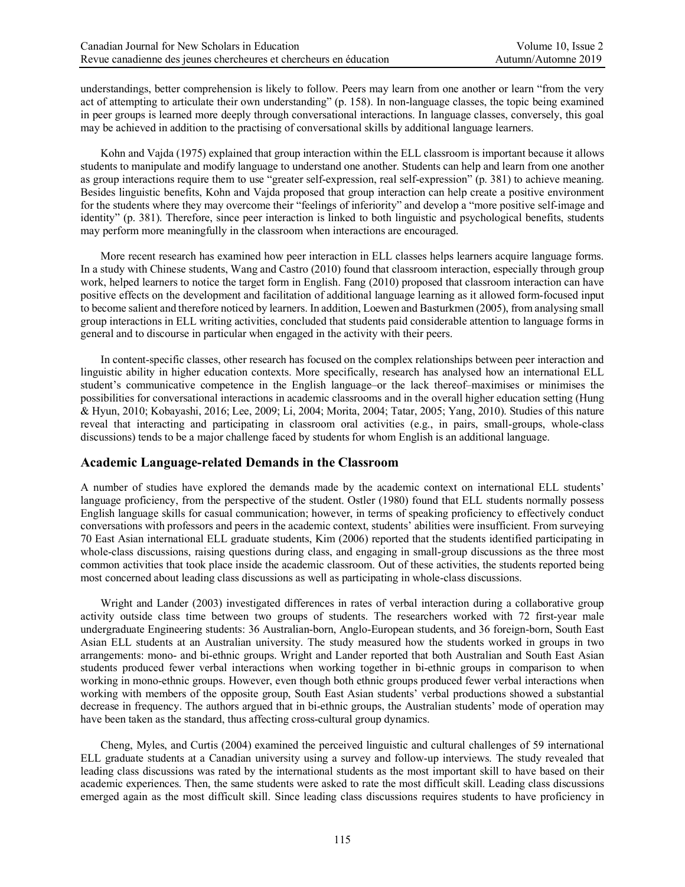understandings, better comprehension is likely to follow. Peers may learn from one another or learn "from the very act of attempting to articulate their own understanding" (p. 158). In non-language classes, the topic being examined in peer groups is learned more deeply through conversational interactions. In language classes, conversely, this goal may be achieved in addition to the practising of conversational skills by additional language learners.

Kohn and Vajda (1975) explained that group interaction within the ELL classroom is important because it allows students to manipulate and modify language to understand one another. Students can help and learn from one another as group interactions require them to use "greater self-expression, real self-expression" (p. 381) to achieve meaning. Besides linguistic benefits, Kohn and Vajda proposed that group interaction can help create a positive environment for the students where they may overcome their "feelings of inferiority" and develop a "more positive self-image and identity" (p. 381). Therefore, since peer interaction is linked to both linguistic and psychological benefits, students may perform more meaningfully in the classroom when interactions are encouraged.

More recent research has examined how peer interaction in ELL classes helps learners acquire language forms. In a study with Chinese students, Wang and Castro (2010) found that classroom interaction, especially through group work, helped learners to notice the target form in English. Fang (2010) proposed that classroom interaction can have positive effects on the development and facilitation of additional language learning as it allowed form-focused input to become salient and therefore noticed by learners. In addition, Loewen and Basturkmen (2005), from analysing small group interactions in ELL writing activities, concluded that students paid considerable attention to language forms in general and to discourse in particular when engaged in the activity with their peers.

In content-specific classes, other research has focused on the complex relationships between peer interaction and linguistic ability in higher education contexts. More specifically, research has analysed how an international ELL student's communicative competence in the English language–or the lack thereof–maximises or minimises the possibilities for conversational interactions in academic classrooms and in the overall higher education setting (Hung & Hyun, 2010; Kobayashi, 2016; Lee, 2009; Li, 2004; Morita, 2004; Tatar, 2005; Yang, 2010). Studies of this nature reveal that interacting and participating in classroom oral activities (e.g., in pairs, small-groups, whole-class discussions) tends to be a major challenge faced by students for whom English is an additional language.

## Academic Language-related Demands in the Classroom

A number of studies have explored the demands made by the academic context on international ELL students' language proficiency, from the perspective of the student. Ostler (1980) found that ELL students normally possess English language skills for casual communication; however, in terms of speaking proficiency to effectively conduct conversations with professors and peers in the academic context, students' abilities were insufficient. From surveying 70 East Asian international ELL graduate students, Kim (2006) reported that the students identified participating in whole-class discussions, raising questions during class, and engaging in small-group discussions as the three most common activities that took place inside the academic classroom. Out of these activities, the students reported being most concerned about leading class discussions as well as participating in whole-class discussions.

Wright and Lander (2003) investigated differences in rates of verbal interaction during a collaborative group activity outside class time between two groups of students. The researchers worked with 72 first-year male undergraduate Engineering students: 36 Australian-born, Anglo-European students, and 36 foreign-born, South East Asian ELL students at an Australian university. The study measured how the students worked in groups in two arrangements: mono- and bi-ethnic groups. Wright and Lander reported that both Australian and South East Asian students produced fewer verbal interactions when working together in bi-ethnic groups in comparison to when working in mono-ethnic groups. However, even though both ethnic groups produced fewer verbal interactions when working with members of the opposite group, South East Asian students' verbal productions showed a substantial decrease in frequency. The authors argued that in bi-ethnic groups, the Australian students' mode of operation may have been taken as the standard, thus affecting cross-cultural group dynamics.

Cheng, Myles, and Curtis (2004) examined the perceived linguistic and cultural challenges of 59 international ELL graduate students at a Canadian university using a survey and follow-up interviews. The study revealed that leading class discussions was rated by the international students as the most important skill to have based on their academic experiences. Then, the same students were asked to rate the most difficult skill. Leading class discussions emerged again as the most difficult skill. Since leading class discussions requires students to have proficiency in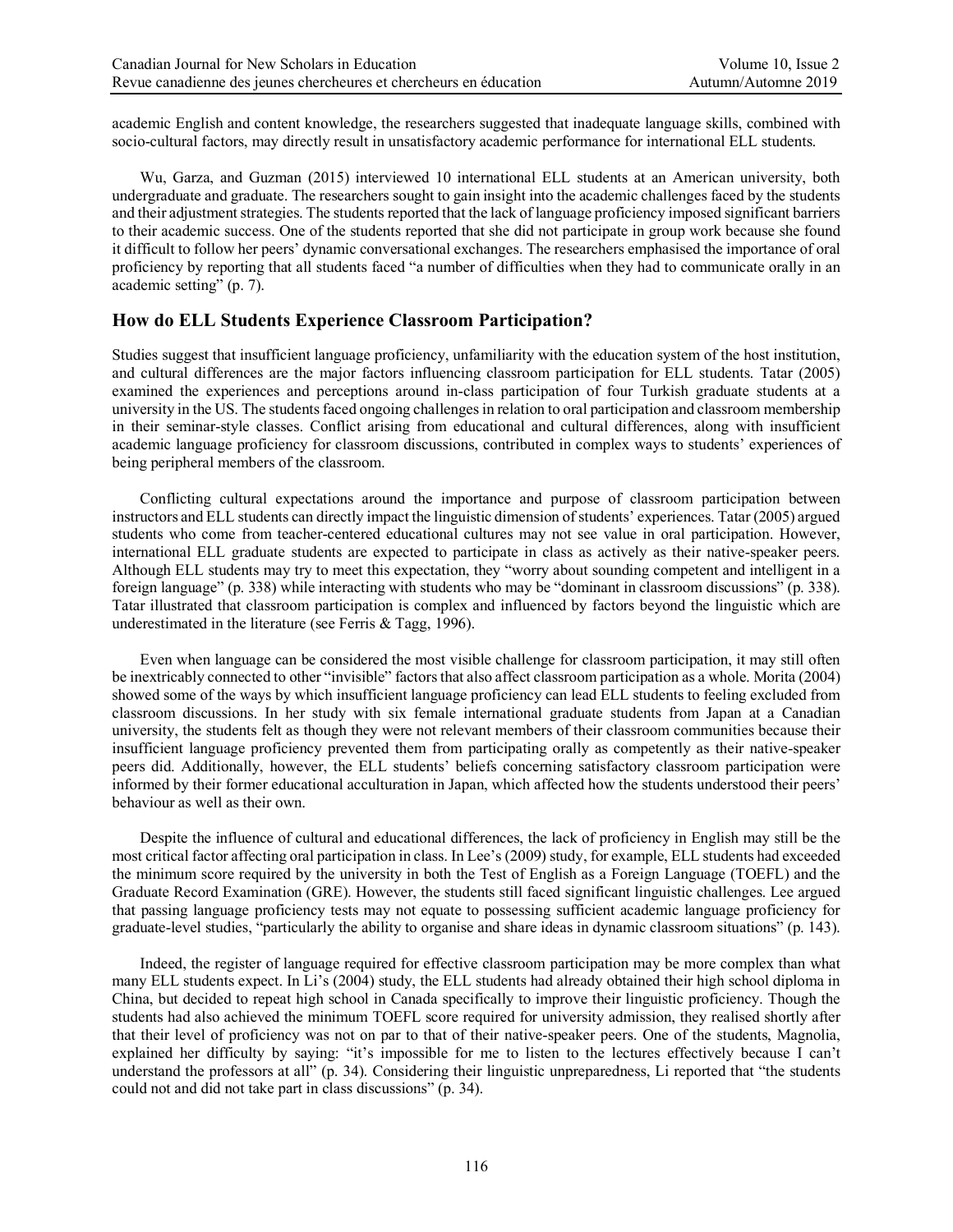academic English and content knowledge, the researchers suggested that inadequate language skills, combined with socio-cultural factors, may directly result in unsatisfactory academic performance for international ELL students.

Wu, Garza, and Guzman (2015) interviewed 10 international ELL students at an American university, both undergraduate and graduate. The researchers sought to gain insight into the academic challenges faced by the students and their adjustment strategies. The students reported that the lack of language proficiency imposed significant barriers to their academic success. One of the students reported that she did not participate in group work because she found it difficult to follow her peers' dynamic conversational exchanges. The researchers emphasised the importance of oral proficiency by reporting that all students faced "a number of difficulties when they had to communicate orally in an academic setting" (p. 7).

## How do ELL Students Experience Classroom Participation?

Studies suggest that insufficient language proficiency, unfamiliarity with the education system of the host institution, and cultural differences are the major factors influencing classroom participation for ELL students. Tatar (2005) examined the experiences and perceptions around in-class participation of four Turkish graduate students at a university in the US. The students faced ongoing challenges in relation to oral participation and classroom membership in their seminar-style classes. Conflict arising from educational and cultural differences, along with insufficient academic language proficiency for classroom discussions, contributed in complex ways to students' experiences of being peripheral members of the classroom.

Conflicting cultural expectations around the importance and purpose of classroom participation between instructors and ELL students can directly impact the linguistic dimension of students' experiences. Tatar (2005) argued students who come from teacher-centered educational cultures may not see value in oral participation. However, international ELL graduate students are expected to participate in class as actively as their native-speaker peers. Although ELL students may try to meet this expectation, they "worry about sounding competent and intelligent in a foreign language" (p. 338) while interacting with students who may be "dominant in classroom discussions" (p. 338). Tatar illustrated that classroom participation is complex and influenced by factors beyond the linguistic which are underestimated in the literature (see Ferris & Tagg, 1996).

Even when language can be considered the most visible challenge for classroom participation, it may still often be inextricably connected to other "invisible" factors that also affect classroom participation as a whole. Morita (2004) showed some of the ways by which insufficient language proficiency can lead ELL students to feeling excluded from classroom discussions. In her study with six female international graduate students from Japan at a Canadian university, the students felt as though they were not relevant members of their classroom communities because their insufficient language proficiency prevented them from participating orally as competently as their native-speaker peers did. Additionally, however, the ELL students' beliefs concerning satisfactory classroom participation were informed by their former educational acculturation in Japan, which affected how the students understood their peers' behaviour as well as their own.

Despite the influence of cultural and educational differences, the lack of proficiency in English may still be the most critical factor affecting oral participation in class. In Lee's (2009) study, for example, ELL students had exceeded the minimum score required by the university in both the Test of English as a Foreign Language (TOEFL) and the Graduate Record Examination (GRE). However, the students still faced significant linguistic challenges. Lee argued that passing language proficiency tests may not equate to possessing sufficient academic language proficiency for graduate-level studies, "particularly the ability to organise and share ideas in dynamic classroom situations" (p. 143).

Indeed, the register of language required for effective classroom participation may be more complex than what many ELL students expect. In Li's (2004) study, the ELL students had already obtained their high school diploma in China, but decided to repeat high school in Canada specifically to improve their linguistic proficiency. Though the students had also achieved the minimum TOEFL score required for university admission, they realised shortly after that their level of proficiency was not on par to that of their native-speaker peers. One of the students, Magnolia, explained her difficulty by saying: "it's impossible for me to listen to the lectures effectively because I can't understand the professors at all" (p. 34). Considering their linguistic unpreparedness, Li reported that "the students could not and did not take part in class discussions" (p. 34).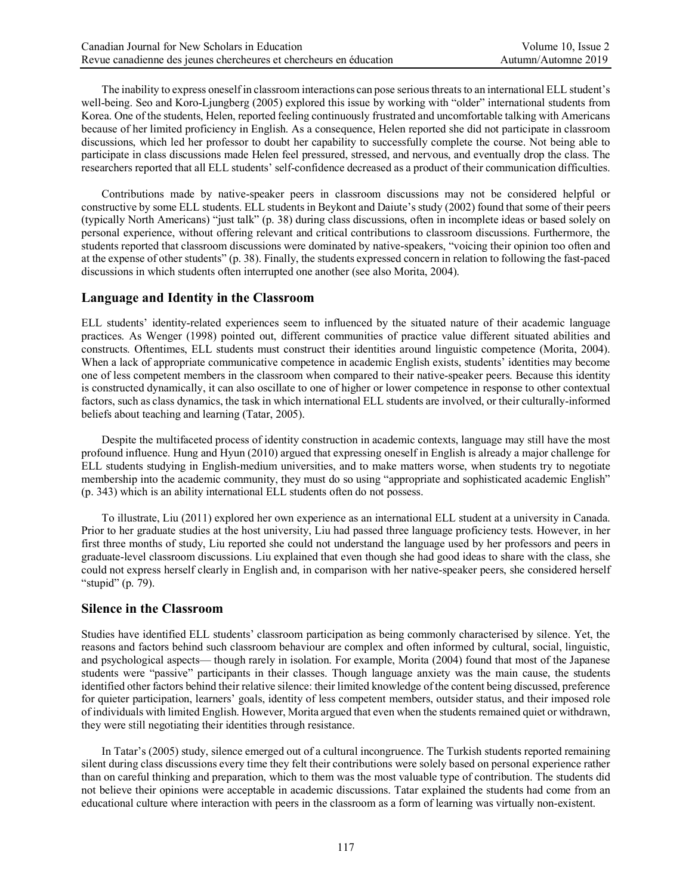The inability to express oneself in classroom interactions can pose serious threats to an international ELL student's well-being. Seo and Koro-Ljungberg (2005) explored this issue by working with "older" international students from Korea. One of the students, Helen, reported feeling continuously frustrated and uncomfortable talking with Americans because of her limited proficiency in English. As a consequence, Helen reported she did not participate in classroom discussions, which led her professor to doubt her capability to successfully complete the course. Not being able to participate in class discussions made Helen feel pressured, stressed, and nervous, and eventually drop the class. The researchers reported that all ELL students' self-confidence decreased as a product of their communication difficulties.

Contributions made by native-speaker peers in classroom discussions may not be considered helpful or constructive by some ELL students. ELL students in Beykont and Daiute's study (2002) found that some of their peers (typically North Americans) "just talk" (p. 38) during class discussions, often in incomplete ideas or based solely on personal experience, without offering relevant and critical contributions to classroom discussions. Furthermore, the students reported that classroom discussions were dominated by native-speakers, "voicing their opinion too often and at the expense of other students" (p. 38). Finally, the students expressed concern in relation to following the fast-paced discussions in which students often interrupted one another (see also Morita, 2004).

## Language and Identity in the Classroom

ELL students' identity-related experiences seem to influenced by the situated nature of their academic language practices. As Wenger (1998) pointed out, different communities of practice value different situated abilities and constructs. Oftentimes, ELL students must construct their identities around linguistic competence (Morita, 2004). When a lack of appropriate communicative competence in academic English exists, students' identities may become one of less competent members in the classroom when compared to their native-speaker peers. Because this identity is constructed dynamically, it can also oscillate to one of higher or lower competence in response to other contextual factors, such as class dynamics, the task in which international ELL students are involved, or their culturally-informed beliefs about teaching and learning (Tatar, 2005).

Despite the multifaceted process of identity construction in academic contexts, language may still have the most profound influence. Hung and Hyun (2010) argued that expressing oneself in English is already a major challenge for ELL students studying in English-medium universities, and to make matters worse, when students try to negotiate membership into the academic community, they must do so using "appropriate and sophisticated academic English" (p. 343) which is an ability international ELL students often do not possess.

To illustrate, Liu (2011) explored her own experience as an international ELL student at a university in Canada. Prior to her graduate studies at the host university, Liu had passed three language proficiency tests. However, in her first three months of study, Liu reported she could not understand the language used by her professors and peers in graduate-level classroom discussions. Liu explained that even though she had good ideas to share with the class, she could not express herself clearly in English and, in comparison with her native-speaker peers, she considered herself "stupid" (p. 79).

## Silence in the Classroom

Studies have identified ELL students' classroom participation as being commonly characterised by silence. Yet, the reasons and factors behind such classroom behaviour are complex and often informed by cultural, social, linguistic, and psychological aspects— though rarely in isolation. For example, Morita (2004) found that most of the Japanese students were "passive" participants in their classes. Though language anxiety was the main cause, the students identified other factors behind their relative silence: their limited knowledge of the content being discussed, preference for quieter participation, learners' goals, identity of less competent members, outsider status, and their imposed role of individuals with limited English. However, Morita argued that even when the students remained quiet or withdrawn, they were still negotiating their identities through resistance.

In Tatar's (2005) study, silence emerged out of a cultural incongruence. The Turkish students reported remaining silent during class discussions every time they felt their contributions were solely based on personal experience rather than on careful thinking and preparation, which to them was the most valuable type of contribution. The students did not believe their opinions were acceptable in academic discussions. Tatar explained the students had come from an educational culture where interaction with peers in the classroom as a form of learning was virtually non-existent.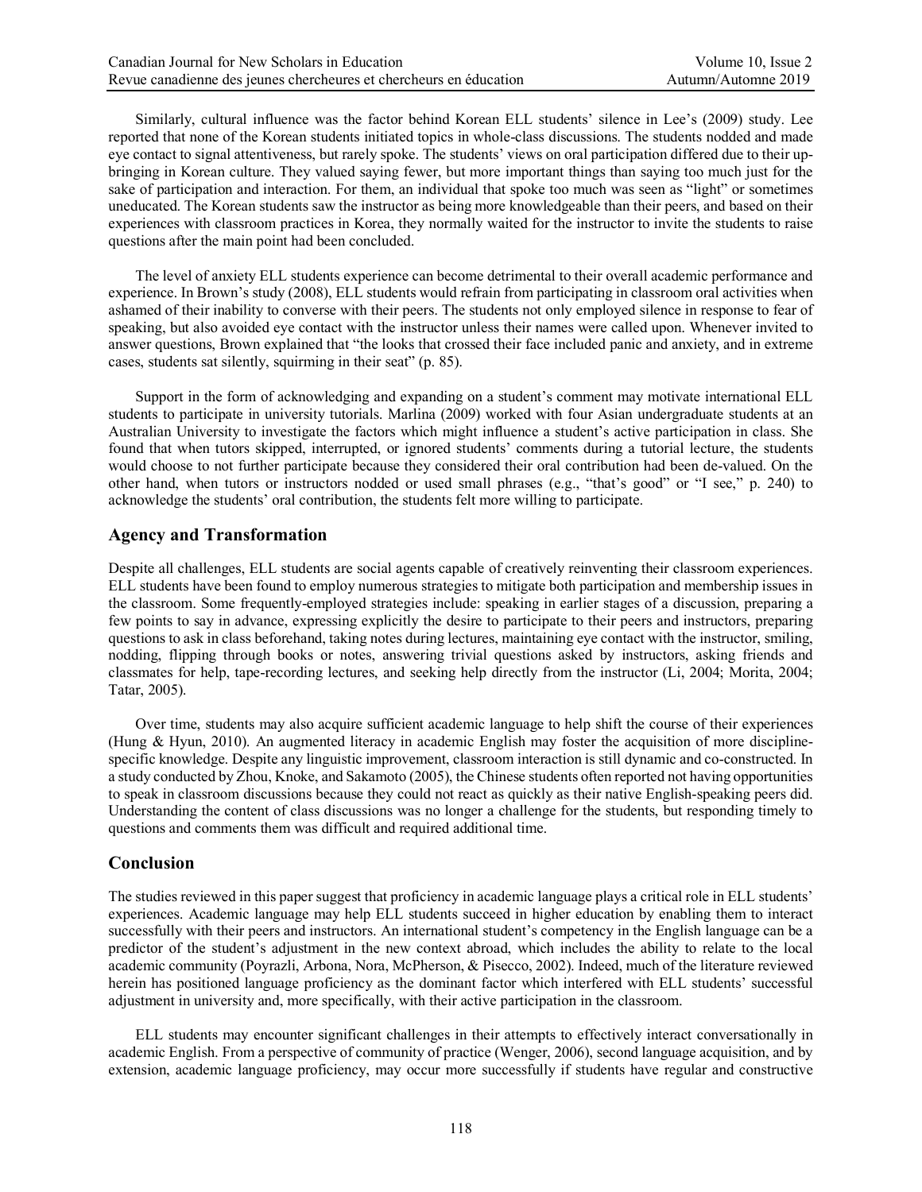Similarly, cultural influence was the factor behind Korean ELL students' silence in Lee's (2009) study. Lee reported that none of the Korean students initiated topics in whole-class discussions. The students nodded and made eye contact to signal attentiveness, but rarely spoke. The students' views on oral participation differed due to their upbringing in Korean culture. They valued saying fewer, but more important things than saying too much just for the sake of participation and interaction. For them, an individual that spoke too much was seen as "light" or sometimes uneducated. The Korean students saw the instructor as being more knowledgeable than their peers, and based on their experiences with classroom practices in Korea, they normally waited for the instructor to invite the students to raise questions after the main point had been concluded.

The level of anxiety ELL students experience can become detrimental to their overall academic performance and experience. In Brown's study (2008), ELL students would refrain from participating in classroom oral activities when ashamed of their inability to converse with their peers. The students not only employed silence in response to fear of speaking, but also avoided eye contact with the instructor unless their names were called upon. Whenever invited to answer questions, Brown explained that "the looks that crossed their face included panic and anxiety, and in extreme cases, students sat silently, squirming in their seat" (p. 85).

Support in the form of acknowledging and expanding on a student's comment may motivate international ELL students to participate in university tutorials. Marlina (2009) worked with four Asian undergraduate students at an Australian University to investigate the factors which might influence a student's active participation in class. She found that when tutors skipped, interrupted, or ignored students' comments during a tutorial lecture, the students would choose to not further participate because they considered their oral contribution had been de-valued. On the other hand, when tutors or instructors nodded or used small phrases (e.g., "that's good" or "I see," p. 240) to acknowledge the students' oral contribution, the students felt more willing to participate.

## Agency and Transformation

Despite all challenges, ELL students are social agents capable of creatively reinventing their classroom experiences. ELL students have been found to employ numerous strategies to mitigate both participation and membership issues in the classroom. Some frequently-employed strategies include: speaking in earlier stages of a discussion, preparing a few points to say in advance, expressing explicitly the desire to participate to their peers and instructors, preparing questions to ask in class beforehand, taking notes during lectures, maintaining eye contact with the instructor, smiling, nodding, flipping through books or notes, answering trivial questions asked by instructors, asking friends and classmates for help, tape-recording lectures, and seeking help directly from the instructor (Li, 2004; Morita, 2004; Tatar, 2005).

Over time, students may also acquire sufficient academic language to help shift the course of their experiences (Hung & Hyun, 2010). An augmented literacy in academic English may foster the acquisition of more discipline-specific knowledge. Despite any linguistic improvement, classroom interaction is still dynamic and co-constructed. In a study conducted by Zhou, Knoke, and Sakamoto (2005), the Chinese students often reported not having opportunities to speak in classroom discussions because they could not react as quickly as their native English-speaking peers did. Understanding the content of class discussions was no longer a challenge for the students, but responding timely to questions and comments them was difficult and required additional time.

## Conclusion

The studies reviewed in this paper suggest that proficiency in academic language plays a critical role in ELL students' experiences. Academic language may help ELL students succeed in higher education by enabling them to interact successfully with their peers and instructors. An international student's competency in the English language can be a predictor of the student's adjustment in the new context abroad, which includes the ability to relate to the local academic community (Poyrazli, Arbona, Nora, McPherson, & Pisecco, 2002). Indeed, much of the literature reviewed herein has positioned language proficiency as the dominant factor which interfered with ELL students' successful adjustment in university and, more specifically, with their active participation in the classroom.

ELL students may encounter significant challenges in their attempts to effectively interact conversationally in academic English. From a perspective of community of practice (Wenger, 2006), second language acquisition, and by extension, academic language proficiency, may occur more successfully if students have regular and constructive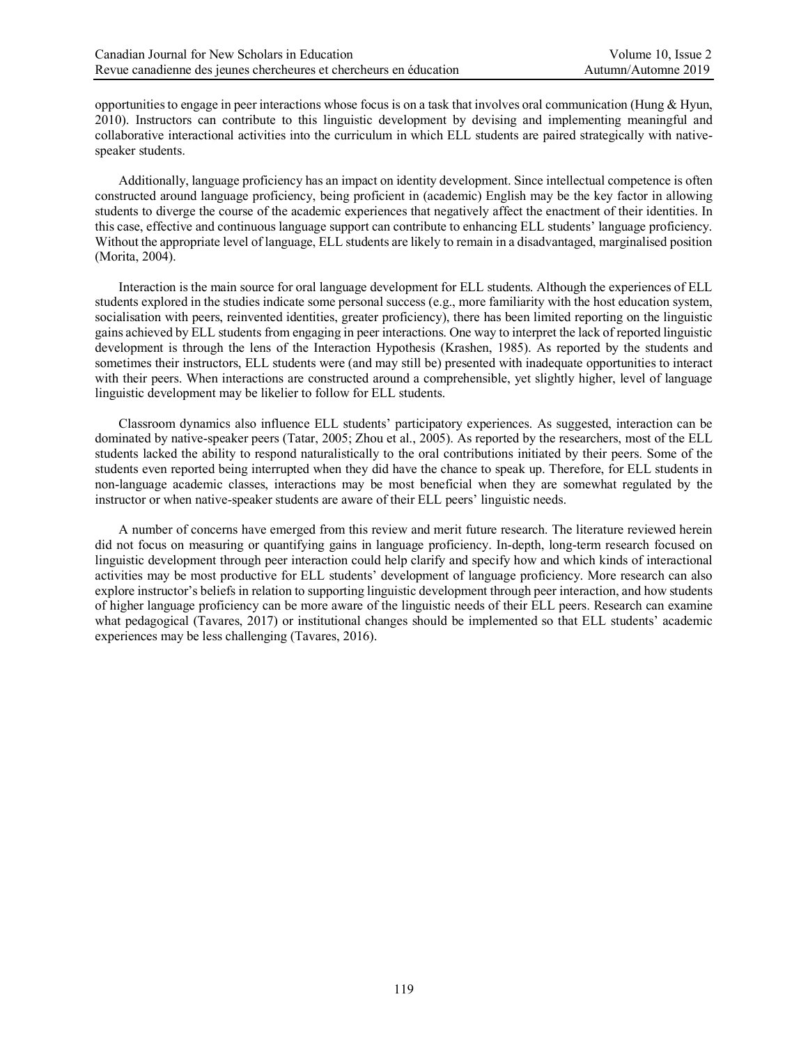opportunities to engage in peer interactions whose focus is on a task that involves oral communication (Hung & Hyun, 2010). Instructors can contribute to this linguistic development by devising and implementing meaningful and collaborative interactional activities into the curriculum in which ELL students are paired strategically with native-speaker students.

Additionally, language proficiency has an impact on identity development. Since intellectual competence is often constructed around language proficiency, being proficient in (academic) English may be the key factor in allowing students to diverge the course of the academic experiences that negatively affect the enactment of their identities. In this case, effective and continuous language support can contribute to enhancing ELL students' language proficiency. Without the appropriate level of language, ELL students are likely to remain in a disadvantaged, marginalised position (Morita, 2004).

Interaction is the main source for oral language development for ELL students. Although the experiences of ELL students explored in the studies indicate some personal success (e.g., more familiarity with the host education system, socialisation with peers, reinvented identities, greater proficiency), there has been limited reporting on the linguistic gains achieved by ELL students from engaging in peer interactions. One way to interpret the lack of reported linguistic development is through the lens of the Interaction Hypothesis (Krashen, 1985). As reported by the students and sometimes their instructors, ELL students were (and may still be) presented with inadequate opportunities to interact with their peers. When interactions are constructed around a comprehensible, yet slightly higher, level of language linguistic development may be likelier to follow for ELL students.

Classroom dynamics also influence ELL students' participatory experiences. As suggested, interaction can be dominated by native-speaker peers (Tatar, 2005; Zhou et al., 2005). As reported by the researchers, most of the ELL students lacked the ability to respond naturalistically to the oral contributions initiated by their peers. Some of the students even reported being interrupted when they did have the chance to speak up. Therefore, for ELL students in non-language academic classes, interactions may be most beneficial when they are somewhat regulated by the instructor or when native-speaker students are aware of their ELL peers' linguistic needs.

A number of concerns have emerged from this review and merit future research. The literature reviewed herein did not focus on measuring or quantifying gains in language proficiency. In-depth, long-term research focused on linguistic development through peer interaction could help clarify and specify how and which kinds of interactional activities may be most productive for ELL students' development of language proficiency. More research can also explore instructor's beliefs in relation to supporting linguistic development through peer interaction, and how students of higher language proficiency can be more aware of the linguistic needs of their ELL peers. Research can examine what pedagogical (Tavares, 2017) or institutional changes should be implemented so that ELL students' academic experiences may be less challenging (Tavares, 2016).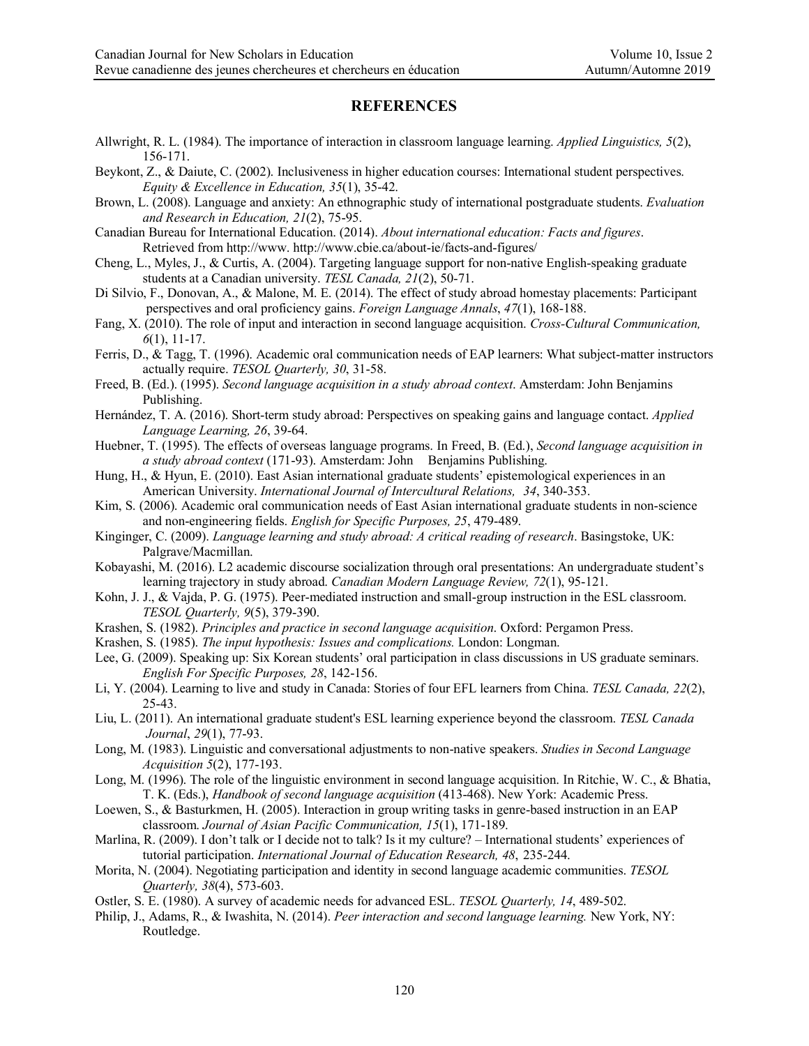## REFERENCES

Allwright, R. L. (1984). The importance of interaction in classroom language learning. *Applied Linguistics, 5*(2), 156-171.

Beykont, Z., & Daiute, C. (2002). Inclusiveness in higher education courses: International student perspectives. *Equity & Excellence in Education, 35*(1), 35-42.

Brown, L. (2008). Language and anxiety: An ethnographic study of international postgraduate students. *Evaluation and Research in Education, 21*(2), 75-95.

Canadian Bureau for International Education. (2014). *About international education: Facts and figures*. Retrieved from http://www. http://www.cbie.ca/about-ie/facts-and-figures/

Cheng, L., Myles, J., & Curtis, A. (2004). Targeting language support for non-native English-speaking graduate students at a Canadian university. *TESL Canada, 21*(2), 50-71.

Di Silvio, F., Donovan, A., & Malone, M. E. (2014). The effect of study abroad homestay placements: Participant perspectives and oral proficiency gains. *Foreign Language Annals*, *47*(1), 168-188.

Fang, X. (2010). The role of input and interaction in second language acquisition. *Cross-Cultural Communication, 6*(1), 11-17.

Ferris, D., & Tagg, T. (1996). Academic oral communication needs of EAP learners: What subject-matter instructors actually require. *TESOL Quarterly, 30*, 31-58.

Freed, B. (Ed.). (1995). *Second language acquisition in a study abroad context*. Amsterdam: John Benjamins Publishing.

Hernández, T. A. (2016). Short-term study abroad: Perspectives on speaking gains and language contact. *Applied Language Learning, 26*, 39-64.

Huebner, T. (1995). The effects of overseas language programs. In Freed, B. (Ed.), *Second language acquisition in a study abroad context* (171-93). Amsterdam: John Benjamins Publishing.

Hung, H., & Hyun, E. (2010). East Asian international graduate students' epistemological experiences in an American University. *International Journal of Intercultural Relations, 34*, 340-353.

Kim, S. (2006). Academic oral communication needs of East Asian international graduate students in non-science and non-engineering fields. *English for Specific Purposes, 25*, 479-489.

Kinginger, C. (2009). *Language learning and study abroad: A critical reading of research*. Basingstoke, UK: Palgrave/Macmillan.

Kobayashi, M. (2016). L2 academic discourse socialization through oral presentations: An undergraduate student's learning trajectory in study abroad. *Canadian Modern Language Review, 72*(1), 95-121.

Kohn, J. J., & Vajda, P. G. (1975). Peer-mediated instruction and small-group instruction in the ESL classroom. *TESOL Quarterly, 9*(5), 379-390.

Krashen, S. (1982). *Principles and practice in second language acquisition*. Oxford: Pergamon Press.

Krashen, S. (1985). *The input hypothesis: Issues and complications.* London: Longman.

Lee, G. (2009). Speaking up: Six Korean students' oral participation in class discussions in US graduate seminars. *English For Specific Purposes, 28*, 142-156.

Li, Y. (2004). Learning to live and study in Canada: Stories of four EFL learners from China. *TESL Canada, 22*(2), 25-43.

Liu, L. (2011). An international graduate student's ESL learning experience beyond the classroom. *TESL Canada Journal*, *29*(1), 77-93.

Long, M. (1983). Linguistic and conversational adjustments to non-native speakers. *Studies in Second Language Acquisition 5*(2), 177-193.

Long, M. (1996). The role of the linguistic environment in second language acquisition. In Ritchie, W. C., & Bhatia, T. K. (Eds.), *Handbook of second language acquisition* (413-468). New York: Academic Press.

Loewen, S., & Basturkmen, H. (2005). Interaction in group writing tasks in genre-based instruction in an EAP classroom. *Journal of Asian Pacific Communication, 15*(1), 171-189.

Marlina, R. (2009). I don't talk or I decide not to talk? Is it my culture? – International students' experiences of tutorial participation. *International Journal of Education Research, 48*, 235-244.

Morita, N. (2004). Negotiating participation and identity in second language academic communities. *TESOL Quarterly, 38*(4), 573-603.

Ostler, S. E. (1980). A survey of academic needs for advanced ESL. *TESOL Quarterly, 14*, 489-502.

Philip, J., Adams, R., & Iwashita, N. (2014). *Peer interaction and second language learning.* New York, NY: Routledge.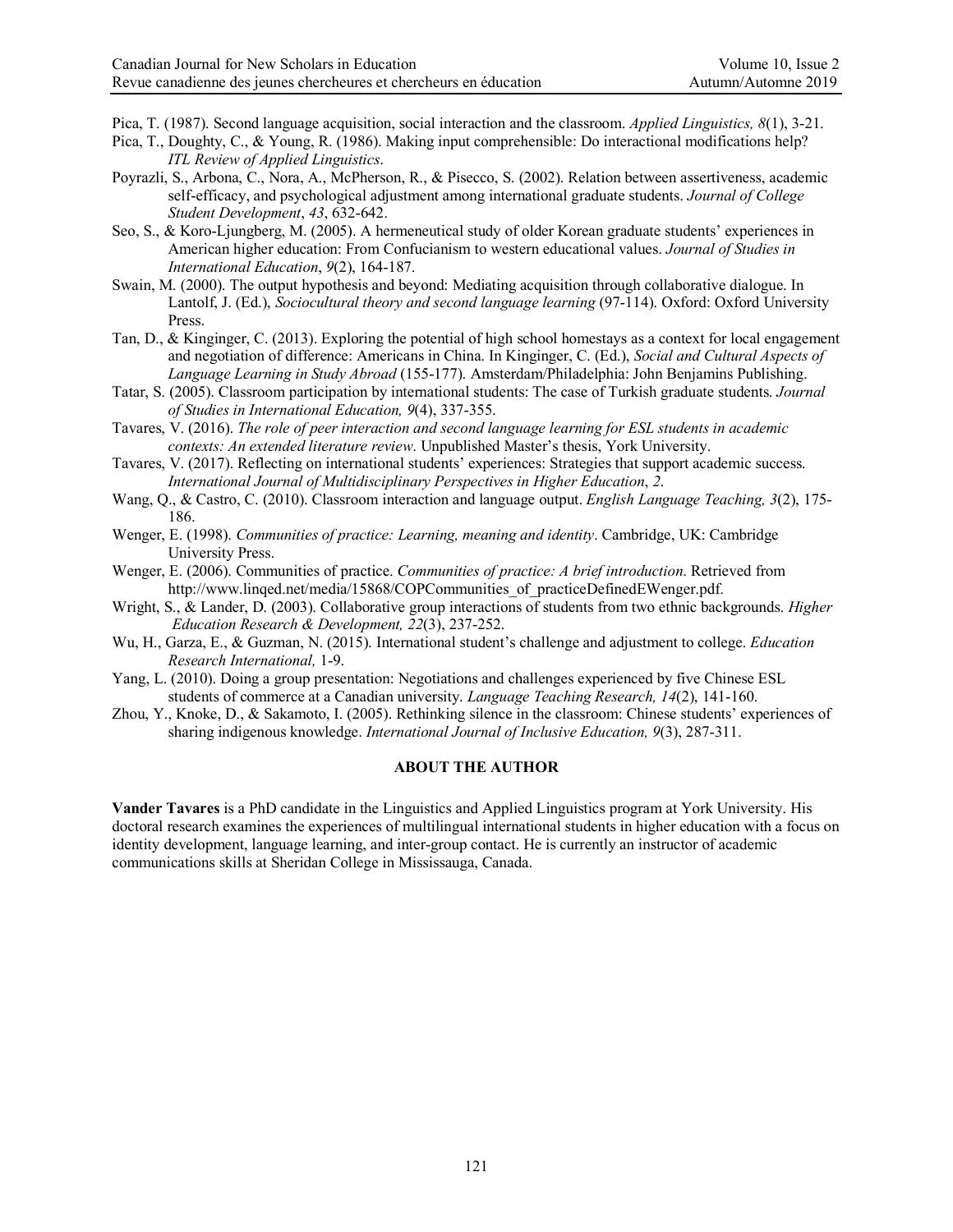Pica, T. (1987). Second language acquisition, social interaction and the classroom. *Applied Linguistics, 8*(1), 3-21.

Pica, T., Doughty, C., & Young, R. (1986). Making input comprehensible: Do interactional modifications help? *ITL Review of Applied Linguistics*.

Poyrazli, S., Arbona, C., Nora, A., McPherson, R., & Pisecco, S. (2002). Relation between assertiveness, academic self-efficacy, and psychological adjustment among international graduate students. *Journal of College Student Development*, *43*, 632-642.

Seo, S., & Koro-Ljungberg, M. (2005). A hermeneutical study of older Korean graduate students' experiences in American higher education: From Confucianism to western educational values. *Journal of Studies in International Education*, *9*(2), 164-187.

Swain, M. (2000). The output hypothesis and beyond: Mediating acquisition through collaborative dialogue. In Lantolf, J. (Ed.), *Sociocultural theory and second language learning* (97-114). Oxford: Oxford University Press.

Tan, D., & Kinginger, C. (2013). Exploring the potential of high school homestays as a context for local engagement and negotiation of difference: Americans in China. In Kinginger, C. (Ed.), *Social and Cultural Aspects of Language Learning in Study Abroad* (155-177). Amsterdam/Philadelphia: John Benjamins Publishing.

Tatar, S. (2005). Classroom participation by international students: The case of Turkish graduate students. *Journal of Studies in International Education, 9*(4), 337-355.

Tavares, V. (2016). *The role of peer interaction and second language learning for ESL students in academic contexts: An extended literature review*. Unpublished Master's thesis, York University.

Tavares, V. (2017). Reflecting on international students' experiences: Strategies that support academic success. *International Journal of Multidisciplinary Perspectives in Higher Education*, *2*.

Wang, Q., & Castro, C. (2010). Classroom interaction and language output. *English Language Teaching, 3*(2), 175-186.

Wenger, E. (1998). *Communities of practice: Learning, meaning and identity*. Cambridge, UK: Cambridge University Press.

Wenger, E. (2006). Communities of practice. *Communities of practice: A brief introduction*. Retrieved from http://www.linqed.net/media/15868/COPCommunities_of_practiceDefinedEWenger.pdf.

Wright, S., & Lander, D. (2003). Collaborative group interactions of students from two ethnic backgrounds. *Higher Education Research & Development, 22*(3), 237-252.

Wu, H., Garza, E., & Guzman, N. (2015). International student's challenge and adjustment to college. *Education Research International,* 1-9.

Yang, L. (2010). Doing a group presentation: Negotiations and challenges experienced by five Chinese ESL students of commerce at a Canadian university. *Language Teaching Research, 14*(2), 141-160.

Zhou, Y., Knoke, D., & Sakamoto, I. (2005). Rethinking silence in the classroom: Chinese students' experiences of sharing indigenous knowledge. *International Journal of Inclusive Education, 9*(3), 287-311.

## ABOUT THE AUTHOR

**Vander Tavares** is a PhD candidate in the Linguistics and Applied Linguistics program at York University. His doctoral research examines the experiences of multilingual international students in higher education with a focus on identity development, language learning, and inter-group contact. He is currently an instructor of academic communications skills at Sheridan College in Mississauga, Canada.